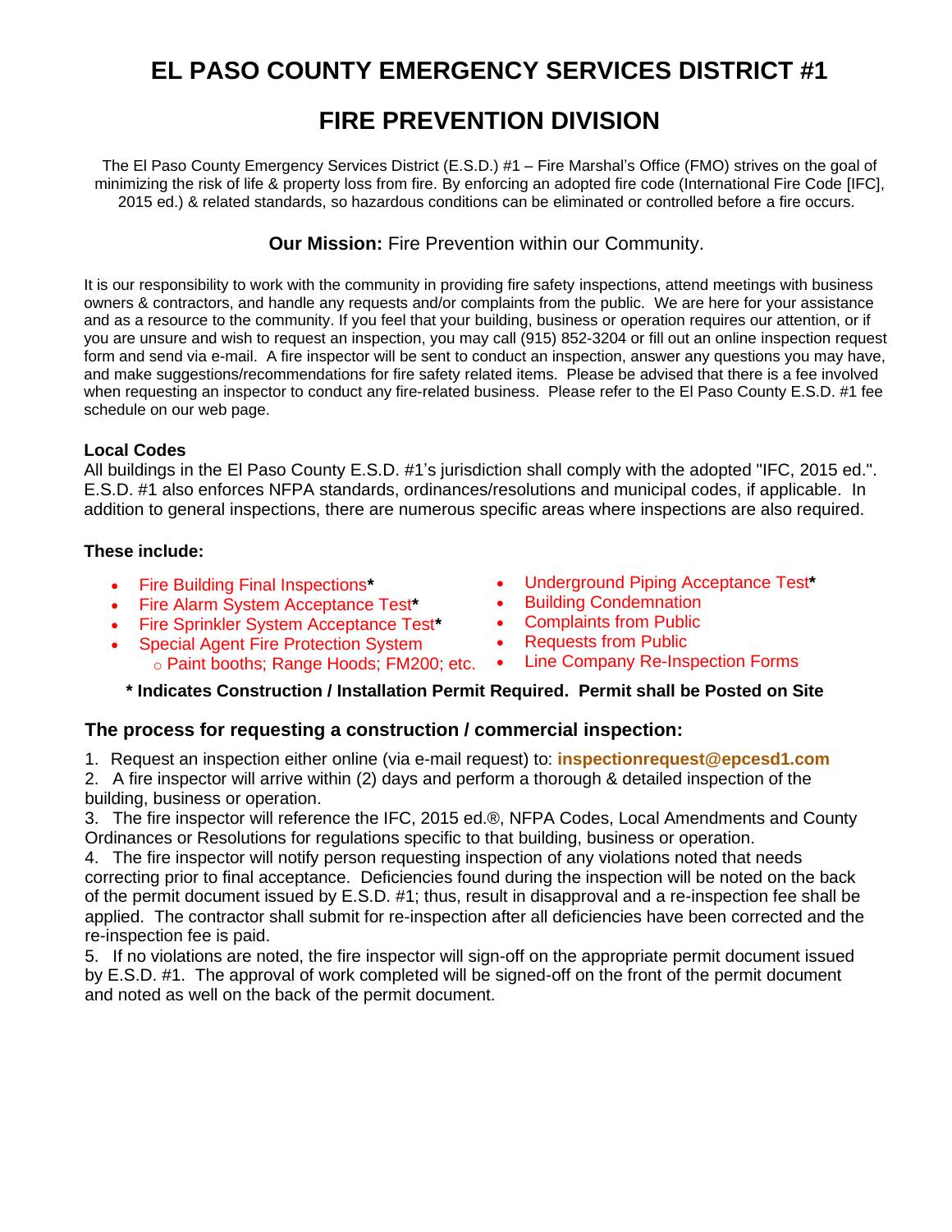# EL PASO COUNTY EMERGENCY SERVICES DISTRICT #1

# FIRE PREVENTION DIVISION

The El Paso County Emergency Services District (E.S.D.) #1 – Fire Marshal's Office (FMO) strives on the goal of minimizing the risk of life & property loss from fire. By enforcing an adopted fire code (International Fire Code [IFC], 2015 ed.) & related standards, so hazardous conditions can be eliminated or controlled before a fire occurs.

**Our Mission:** Fire Prevention within our Community.

It is our responsibility to work with the community in providing fire safety inspections, attend meetings with business owners & contractors, and handle any requests and/or complaints from the public. We are here for your assistance and as a resource to the community. If you feel that your building, business or operation requires our attention, or if you are unsure and wish to request an inspection, you may call (915) 852-3204 or fill out an online inspection request form and send via e-mail. A fire inspector will be sent to conduct an inspection, answer any questions you may have, and make suggestions/recommendations for fire safety related items. Please be advised that there is a fee involved when requesting an inspector to conduct any fire-related business. Please refer to the El Paso County E.S.D. #1 fee schedule on our web page.

**Local Codes**

All buildings in the El Paso County E.S.D. #1's jurisdiction shall comply with the adopted "IFC, 2015 ed.". E.S.D. #1 also enforces NFPA standards, ordinances/resolutions and municipal codes, if applicable. In addition to general inspections, there are numerous specific areas where inspections are also required.

**These include:**

- Fire Building Final Inspections**\***
- Fire Alarm System Acceptance Test**\***
- Fire Sprinkler System Acceptance Test**\***
- Special Agent Fire Protection System
  - Paint booths; Range Hoods; FM200; etc.
- Underground Piping Acceptance Test**\***
- Building Condemnation
- Complaints from Public
- Requests from Public
- Line Company Re-Inspection Forms

**\* Indicates Construction / Installation Permit Required. Permit shall be Posted on Site**

## The process for requesting a construction / commercial inspection:

1. Request an inspection either online (via e-mail request) to: **inspectionrequest@epcesd1.com**
2. A fire inspector will arrive within (2) days and perform a thorough & detailed inspection of the building, business or operation.
3. The fire inspector will reference the IFC, 2015 ed.®, NFPA Codes, Local Amendments and County Ordinances or Resolutions for regulations specific to that building, business or operation.
4. The fire inspector will notify person requesting inspection of any violations noted that needs correcting prior to final acceptance. Deficiencies found during the inspection will be noted on the back of the permit document issued by E.S.D. #1; thus, result in disapproval and a re-inspection fee shall be applied. The contractor shall submit for re-inspection after all deficiencies have been corrected and the re-inspection fee is paid.
5. If no violations are noted, the fire inspector will sign-off on the appropriate permit document issued by E.S.D. #1. The approval of work completed will be signed-off on the front of the permit document and noted as well on the back of the permit document.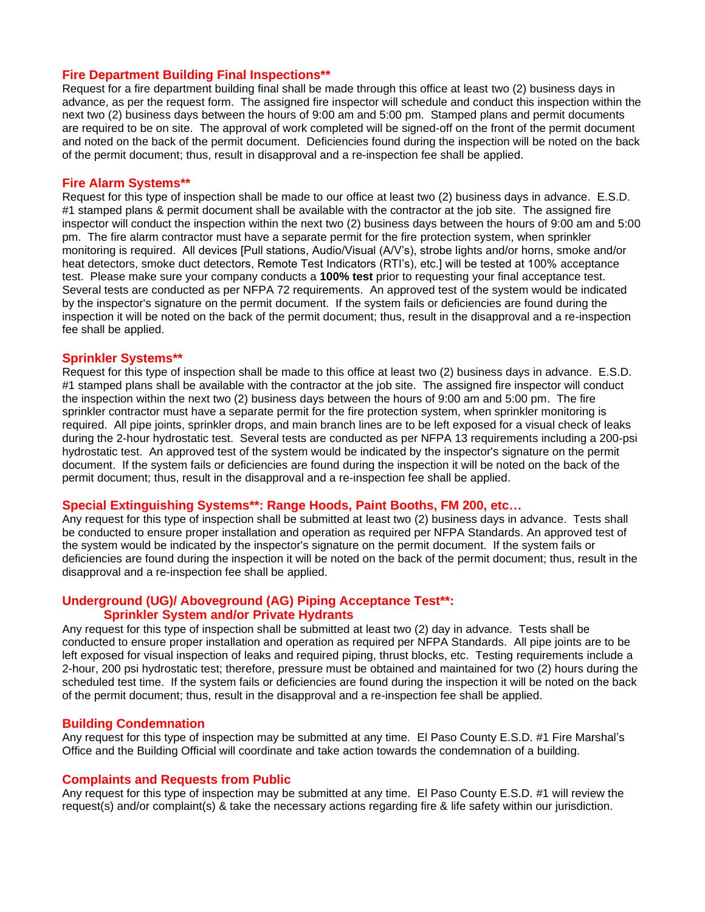### Fire Department Building Final Inspections**

Request for a fire department building final shall be made through this office at least two (2) business days in advance, as per the request form. The assigned fire inspector will schedule and conduct this inspection within the next two (2) business days between the hours of 9:00 am and 5:00 pm. Stamped plans and permit documents are required to be on site. The approval of work completed will be signed-off on the front of the permit document and noted on the back of the permit document. Deficiencies found during the inspection will be noted on the back of the permit document; thus, result in disapproval and a re-inspection fee shall be applied.

### Fire Alarm Systems**

Request for this type of inspection shall be made to our office at least two (2) business days in advance. E.S.D. #1 stamped plans & permit document shall be available with the contractor at the job site. The assigned fire inspector will conduct the inspection within the next two (2) business days between the hours of 9:00 am and 5:00 pm. The fire alarm contractor must have a separate permit for the fire protection system, when sprinkler monitoring is required. All devices [Pull stations, Audio/Visual (A/V's), strobe lights and/or horns, smoke and/or heat detectors, smoke duct detectors, Remote Test Indicators (RTI's), etc.] will be tested at 100% acceptance test. Please make sure your company conducts a **100% test** prior to requesting your final acceptance test. Several tests are conducted as per NFPA 72 requirements. An approved test of the system would be indicated by the inspector's signature on the permit document. If the system fails or deficiencies are found during the inspection it will be noted on the back of the permit document; thus, result in the disapproval and a re-inspection fee shall be applied.

### Sprinkler Systems**

Request for this type of inspection shall be made to this office at least two (2) business days in advance. E.S.D. #1 stamped plans shall be available with the contractor at the job site. The assigned fire inspector will conduct the inspection within the next two (2) business days between the hours of 9:00 am and 5:00 pm. The fire sprinkler contractor must have a separate permit for the fire protection system, when sprinkler monitoring is required. All pipe joints, sprinkler drops, and main branch lines are to be left exposed for a visual check of leaks during the 2-hour hydrostatic test. Several tests are conducted as per NFPA 13 requirements including a 200-psi hydrostatic test. An approved test of the system would be indicated by the inspector's signature on the permit document. If the system fails or deficiencies are found during the inspection it will be noted on the back of the permit document; thus, result in the disapproval and a re-inspection fee shall be applied.

### Special Extinguishing Systems**: Range Hoods, Paint Booths, FM 200, etc…

Any request for this type of inspection shall be submitted at least two (2) business days in advance. Tests shall be conducted to ensure proper installation and operation as required per NFPA Standards. An approved test of the system would be indicated by the inspector's signature on the permit document. If the system fails or deficiencies are found during the inspection it will be noted on the back of the permit document; thus, result in the disapproval and a re-inspection fee shall be applied.

### Underground (UG)/ Aboveground (AG) Piping Acceptance Test**: Sprinkler System and/or Private Hydrants

Any request for this type of inspection shall be submitted at least two (2) day in advance. Tests shall be conducted to ensure proper installation and operation as required per NFPA Standards. All pipe joints are to be left exposed for visual inspection of leaks and required piping, thrust blocks, etc. Testing requirements include a 2-hour, 200 psi hydrostatic test; therefore, pressure must be obtained and maintained for two (2) hours during the scheduled test time. If the system fails or deficiencies are found during the inspection it will be noted on the back of the permit document; thus, result in the disapproval and a re-inspection fee shall be applied.

### Building Condemnation

Any request for this type of inspection may be submitted at any time. El Paso County E.S.D. #1 Fire Marshal's Office and the Building Official will coordinate and take action towards the condemnation of a building.

### Complaints and Requests from Public

Any request for this type of inspection may be submitted at any time. El Paso County E.S.D. #1 will review the request(s) and/or complaint(s) & take the necessary actions regarding fire & life safety within our jurisdiction.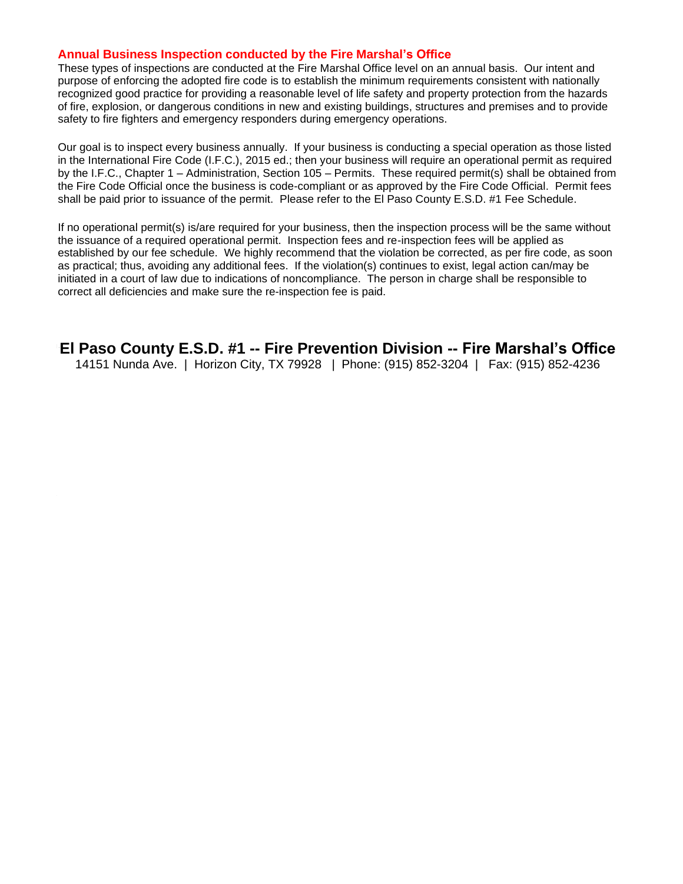## Annual Business Inspection conducted by the Fire Marshal's Office

These types of inspections are conducted at the Fire Marshal Office level on an annual basis. Our intent and purpose of enforcing the adopted fire code is to establish the minimum requirements consistent with nationally recognized good practice for providing a reasonable level of life safety and property protection from the hazards of fire, explosion, or dangerous conditions in new and existing buildings, structures and premises and to provide safety to fire fighters and emergency responders during emergency operations.

Our goal is to inspect every business annually. If your business is conducting a special operation as those listed in the International Fire Code (I.F.C.), 2015 ed.; then your business will require an operational permit as required by the I.F.C., Chapter 1 – Administration, Section 105 – Permits. These required permit(s) shall be obtained from the Fire Code Official once the business is code-compliant or as approved by the Fire Code Official. Permit fees shall be paid prior to issuance of the permit. Please refer to the El Paso County E.S.D. #1 Fee Schedule.

If no operational permit(s) is/are required for your business, then the inspection process will be the same without the issuance of a required operational permit. Inspection fees and re-inspection fees will be applied as established by our fee schedule. We highly recommend that the violation be corrected, as per fire code, as soon as practical; thus, avoiding any additional fees. If the violation(s) continues to exist, legal action can/may be initiated in a court of law due to indications of noncompliance. The person in charge shall be responsible to correct all deficiencies and make sure the re-inspection fee is paid.

**El Paso County E.S.D. #1 -- Fire Prevention Division -- Fire Marshal's Office**

14151 Nunda Ave. | Horizon City, TX 79928 | Phone: (915) 852-3204 | Fax: (915) 852-4236